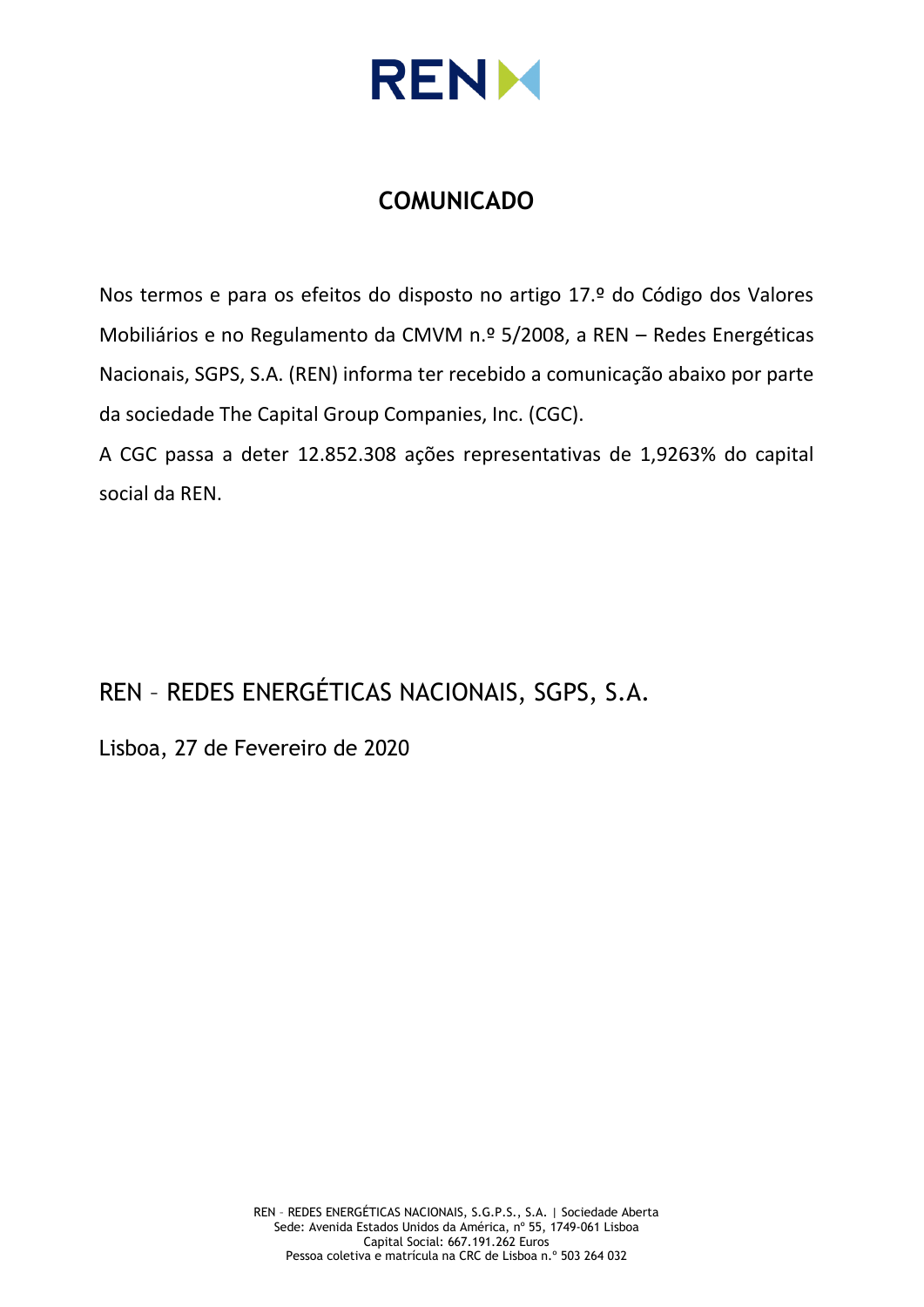# COMUNICADO

Nos termos e para os efeitos do disposto no artigo 17.º do Código dos Valores Mobiliários e no Regulamento da CMVM n.º 5/2008, a REN – Redes Energéticas Nacionais, SGPS, S.A. (REN) informa ter recebido a comunicação abaixo por parte da sociedade The Capital Group Companies, Inc. (CGC).

A CGC passa a deter 12.852.308 ações representativas de 1,9263% do capital social da REN.

REN – REDES ENERGÉTICAS NACIONAIS, SGPS, S.A.

Lisboa, 27 de Fevereiro de 2020

REN – REDES ENERGÉTICAS NACIONAIS, S.G.P.S., S.A. | Sociedade Aberta
Sede: Avenida Estados Unidos da América, nº 55, 1749-061 Lisboa
Capital Social: 667.191.262 Euros
Pessoa coletiva e matrícula na CRC de Lisboa n.º 503 264 032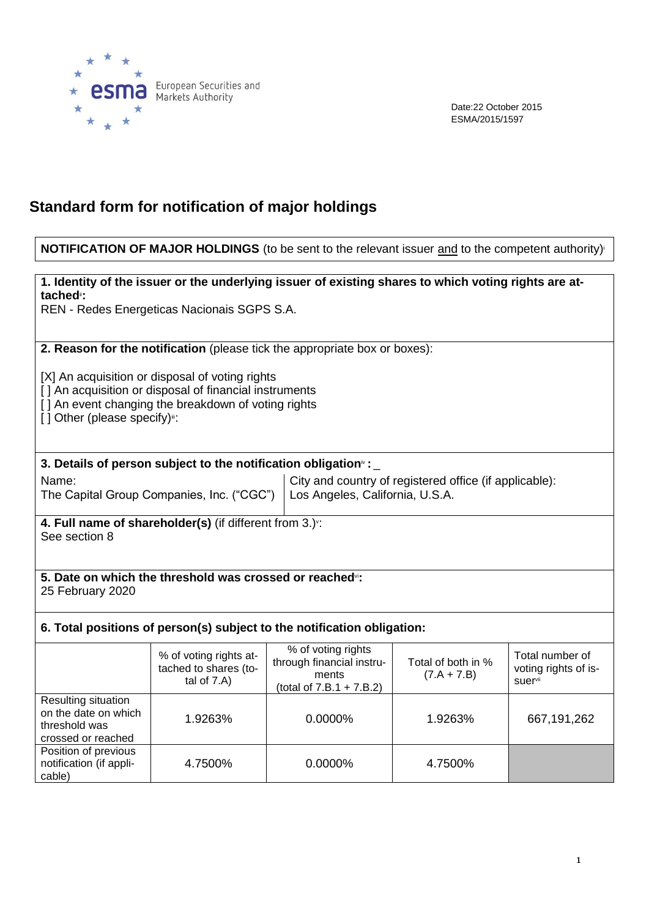Date:22 October 2015
ESMA/2015/1597

# Standard form for notification of major holdings

**NOTIFICATION OF MAJOR HOLDINGS** (to be sent to the relevant issuer and to the competent authority)[i]

**1. Identity of the issuer or the underlying issuer of existing shares to which voting rights are attached[ii]:**
REN - Redes Energeticas Nacionais SGPS S.A.

**2. Reason for the notification** (please tick the appropriate box or boxes):

[X] An acquisition or disposal of voting rights
[ ] An acquisition or disposal of financial instruments
[ ] An event changing the breakdown of voting rights
[ ] Other (please specify)[iii]:

**3. Details of person subject to the notification obligation[iv] :** _

| Name: | City and country of registered office (if applicable): |
|---|---|
| The Capital Group Companies, Inc. ("CGC") | Los Angeles, California, U.S.A. |

**4. Full name of shareholder(s)** (if different from 3.)[v]:
See section 8

**5. Date on which the threshold was crossed or reached[vi]:**
25 February 2020

**6. Total positions of person(s) subject to the notification obligation:**

| | % of voting rights attached to shares (total of 7.A) | % of voting rights through financial instruments (total of 7.B.1 + 7.B.2) | Total of both in % (7.A + 7.B) | Total number of voting rights of issuer[vii] |
|---|---|---|---|---|
| Resulting situation on the date on which threshold was crossed or reached | 1.9263% | 0.0000% | 1.9263% | 667,191,262 |
| Position of previous notification (if applicable) | 4.7500% | 0.0000% | 4.7500% | |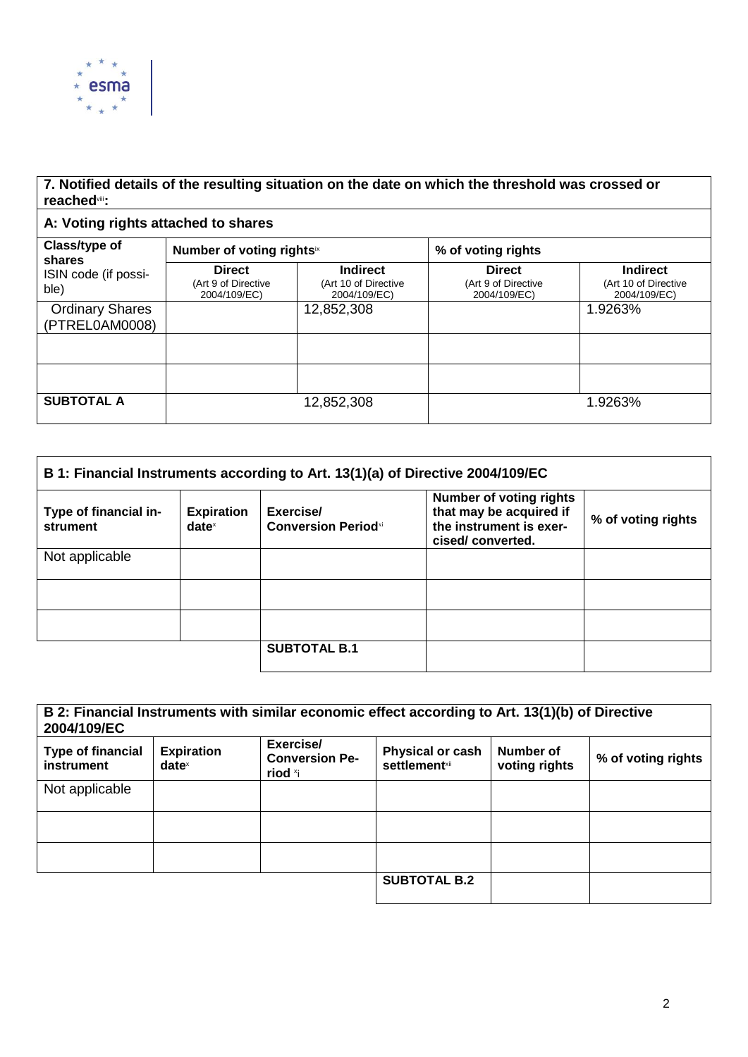| **7. Notified details of the resulting situation on the date on which the threshold was crossed or reached[viii]:** | | | | |
|---|---|---|---|---|
| **A: Voting rights attached to shares** | | | | |
| **Class/type of shares** ISIN code (if possible) | **Number of voting rights[ix]** | | **% of voting rights** | |
| | **Direct** (Art 9 of Directive 2004/109/EC) | **Indirect** (Art 10 of Directive 2004/109/EC) | **Direct** (Art 9 of Directive 2004/109/EC) | **Indirect** (Art 10 of Directive 2004/109/EC) |
| Ordinary Shares (PTREL0AM0008) | | 12,852,308 | | 1.9263% |
| | | | | |
| | | | | |
| **SUBTOTAL A** | 12,852,308 | | 1.9263% | |

| **B 1: Financial Instruments according to Art. 13(1)(a) of Directive 2004/109/EC** | | | | |
|---|---|---|---|---|
| **Type of financial instrument** | **Expiration date[x]** | **Exercise/ Conversion Period[xi]** | **Number of voting rights that may be acquired if the instrument is exercised/ converted.** | **% of voting rights** |
| Not applicable | | | | |
| | | | | |
| | | | | |
| | | **SUBTOTAL B.1** | | |

| **B 2: Financial Instruments with similar economic effect according to Art. 13(1)(b) of Directive 2004/109/EC** | | | | | |
|---|---|---|---|---|---|
| **Type of financial instrument** | **Expiration date[x]** | **Exercise/ Conversion Period [xi]** | **Physical or cash settlement[xii]** | **Number of voting rights** | **% of voting rights** |
| Not applicable | | | | | |
| | | | | | |
| | | | | | |
| | | | **SUBTOTAL B.2** | | |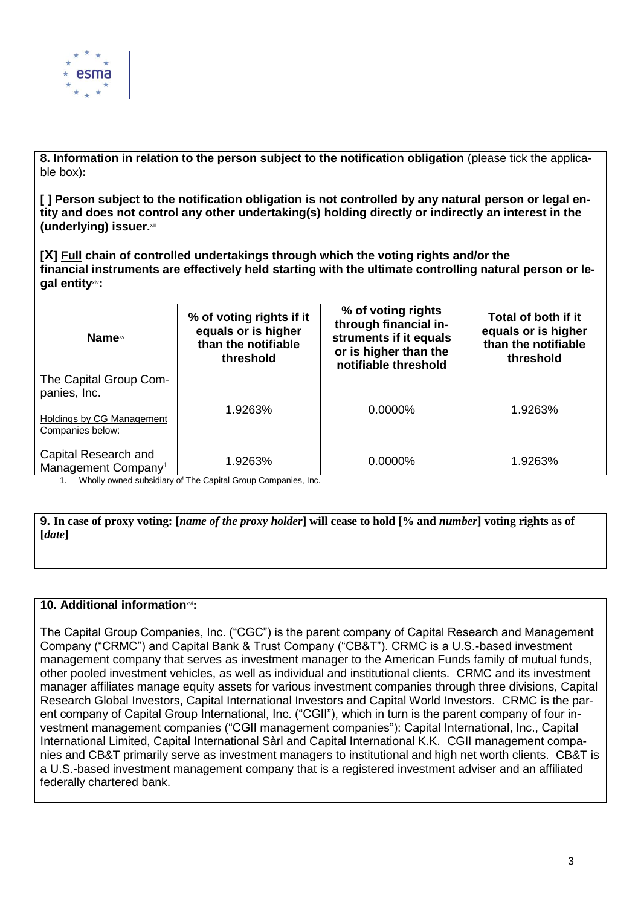**8. Information in relation to the person subject to the notification obligation** (please tick the applicable box)**:**

**[ ] Person subject to the notification obligation is not controlled by any natural person or legal entity and does not control any other undertaking(s) holding directly or indirectly an interest in the (underlying) issuer.**[xiii]

**[X] Full chain of controlled undertakings through which the voting rights and/or the financial instruments are effectively held starting with the ultimate controlling natural person or legal entity**[xiv]**:**

| **Name**[xv] | **% of voting rights if it equals or is higher than the notifiable threshold** | **% of voting rights through financial instruments if it equals or is higher than the notifiable threshold** | **Total of both if it equals or is higher than the notifiable threshold** |
|---|---|---|---|
| The Capital Group Companies, Inc.<br><br>Holdings by CG Management Companies below: | 1.9263% | 0.0000% | 1.9263% |
| Capital Research and Management Company[1] | 1.9263% | 0.0000% | 1.9263% |

1. Wholly owned subsidiary of The Capital Group Companies, Inc.

**9. In case of proxy voting: [*name of the proxy holder*] will cease to hold [% and *number*] voting rights as of [*date*]**

**10. Additional information**[xvi]**:**

The Capital Group Companies, Inc. ("CGC") is the parent company of Capital Research and Management Company ("CRMC") and Capital Bank & Trust Company ("CB&T"). CRMC is a U.S.-based investment management company that serves as investment manager to the American Funds family of mutual funds, other pooled investment vehicles, as well as individual and institutional clients. CRMC and its investment manager affiliates manage equity assets for various investment companies through three divisions, Capital Research Global Investors, Capital International Investors and Capital World Investors. CRMC is the parent company of Capital Group International, Inc. ("CGII"), which in turn is the parent company of four investment management companies ("CGII management companies"): Capital International, Inc., Capital International Limited, Capital International Sàrl and Capital International K.K. CGII management companies and CB&T primarily serve as investment managers to institutional and high net worth clients. CB&T is a U.S.-based investment management company that is a registered investment adviser and an affiliated federally chartered bank.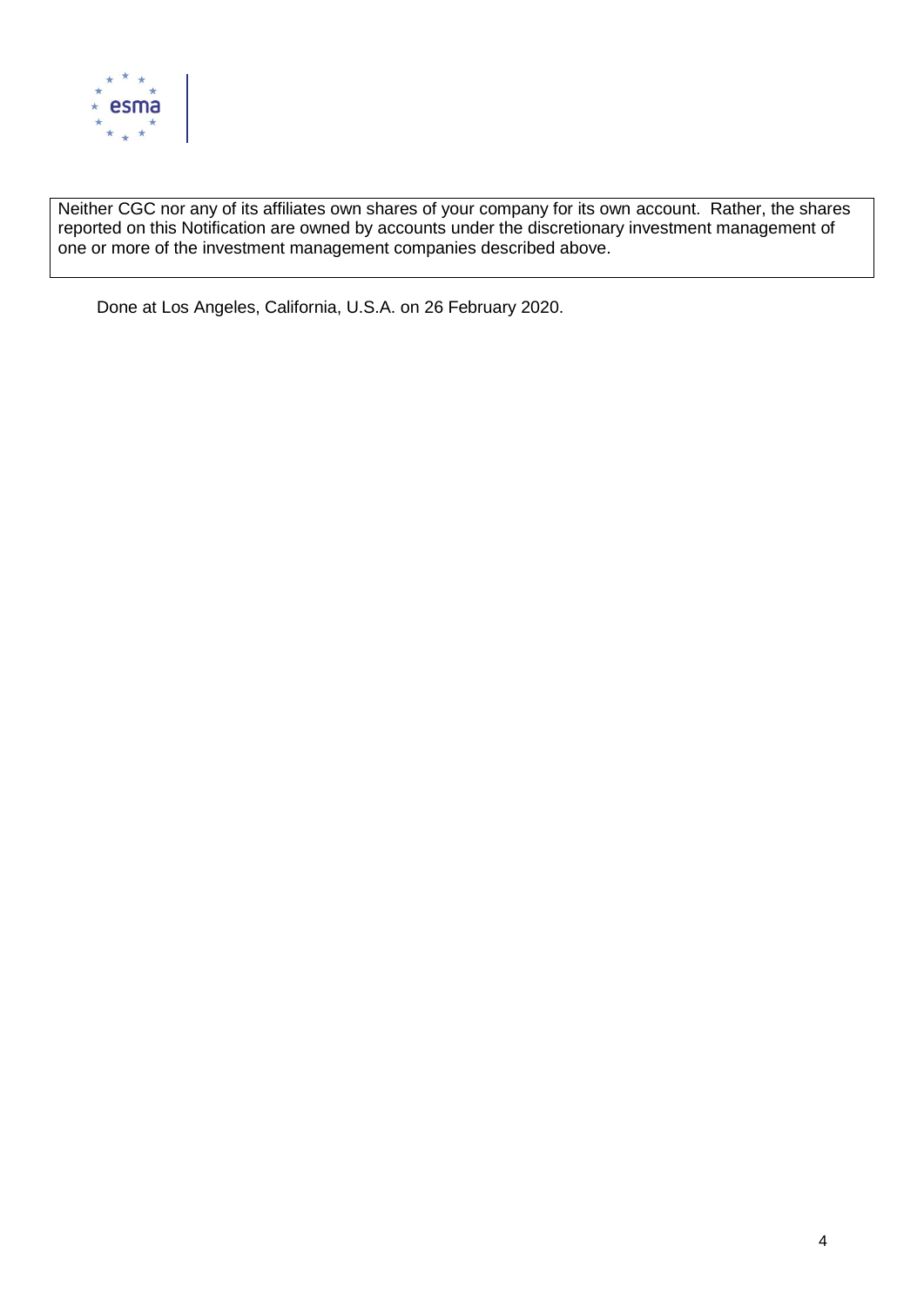Neither CGC nor any of its affiliates own shares of your company for its own account. Rather, the shares reported on this Notification are owned by accounts under the discretionary investment management of one or more of the investment management companies described above.

Done at Los Angeles, California, U.S.A. on 26 February 2020.